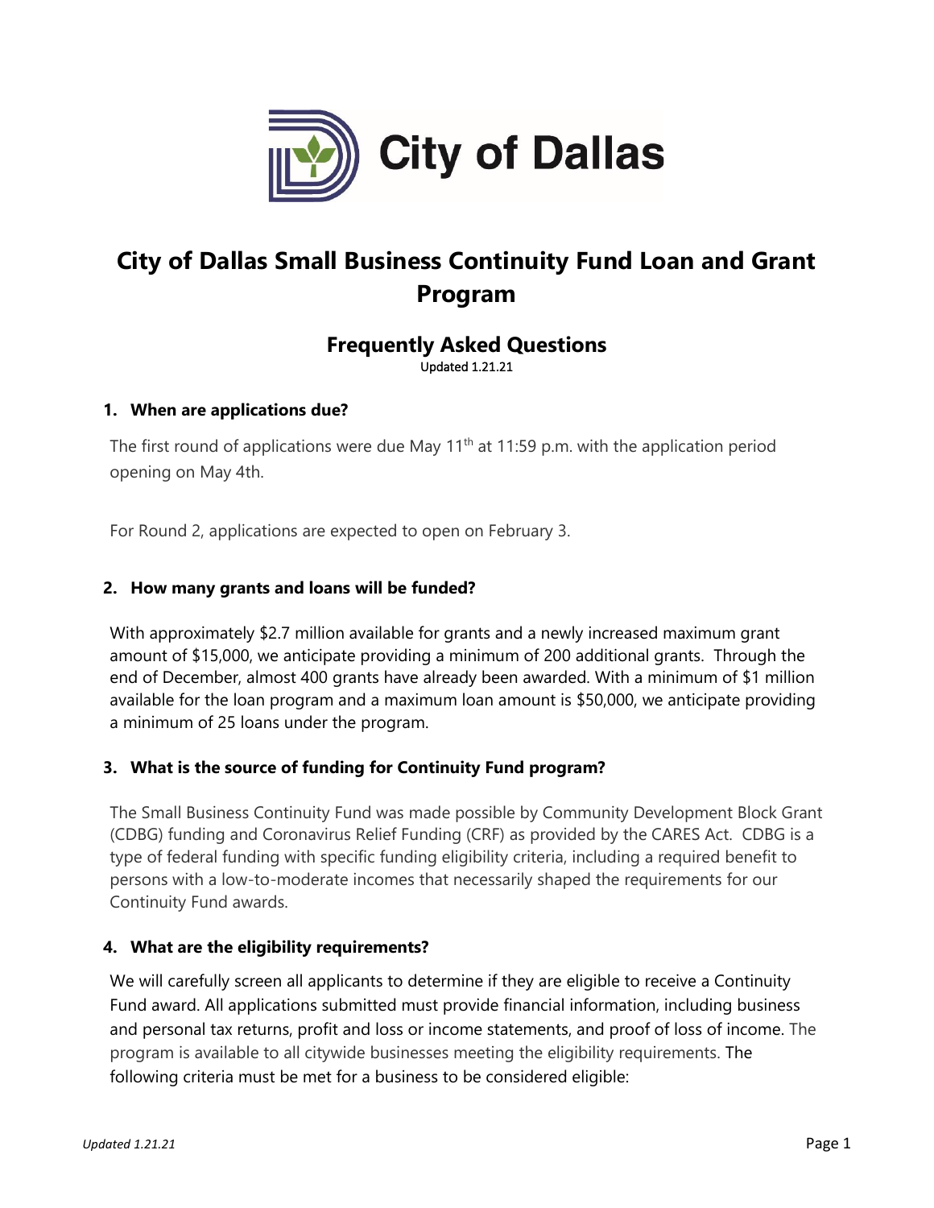City of Dallas

# City of Dallas Small Business Continuity Fund Loan and Grant Program

## Frequently Asked Questions

Updated 1.21.21

### 1. When are applications due?

The first round of applications were due May 11th at 11:59 p.m. with the application period opening on May 4th.

For Round 2, applications are expected to open on February 3.

### 2. How many grants and loans will be funded?

With approximately $2.7 million available for grants and a newly increased maximum grant amount of $15,000, we anticipate providing a minimum of 200 additional grants. Through the end of December, almost 400 grants have already been awarded. With a minimum of $1 million available for the loan program and a maximum loan amount is $50,000, we anticipate providing a minimum of 25 loans under the program.

### 3. What is the source of funding for Continuity Fund program?

The Small Business Continuity Fund was made possible by Community Development Block Grant (CDBG) funding and Coronavirus Relief Funding (CRF) as provided by the CARES Act. CDBG is a type of federal funding with specific funding eligibility criteria, including a required benefit to persons with a low-to-moderate incomes that necessarily shaped the requirements for our Continuity Fund awards.

### 4. What are the eligibility requirements?

We will carefully screen all applicants to determine if they are eligible to receive a Continuity Fund award. All applications submitted must provide financial information, including business and personal tax returns, profit and loss or income statements, and proof of loss of income. The program is available to all citywide businesses meeting the eligibility requirements. The following criteria must be met for a business to be considered eligible: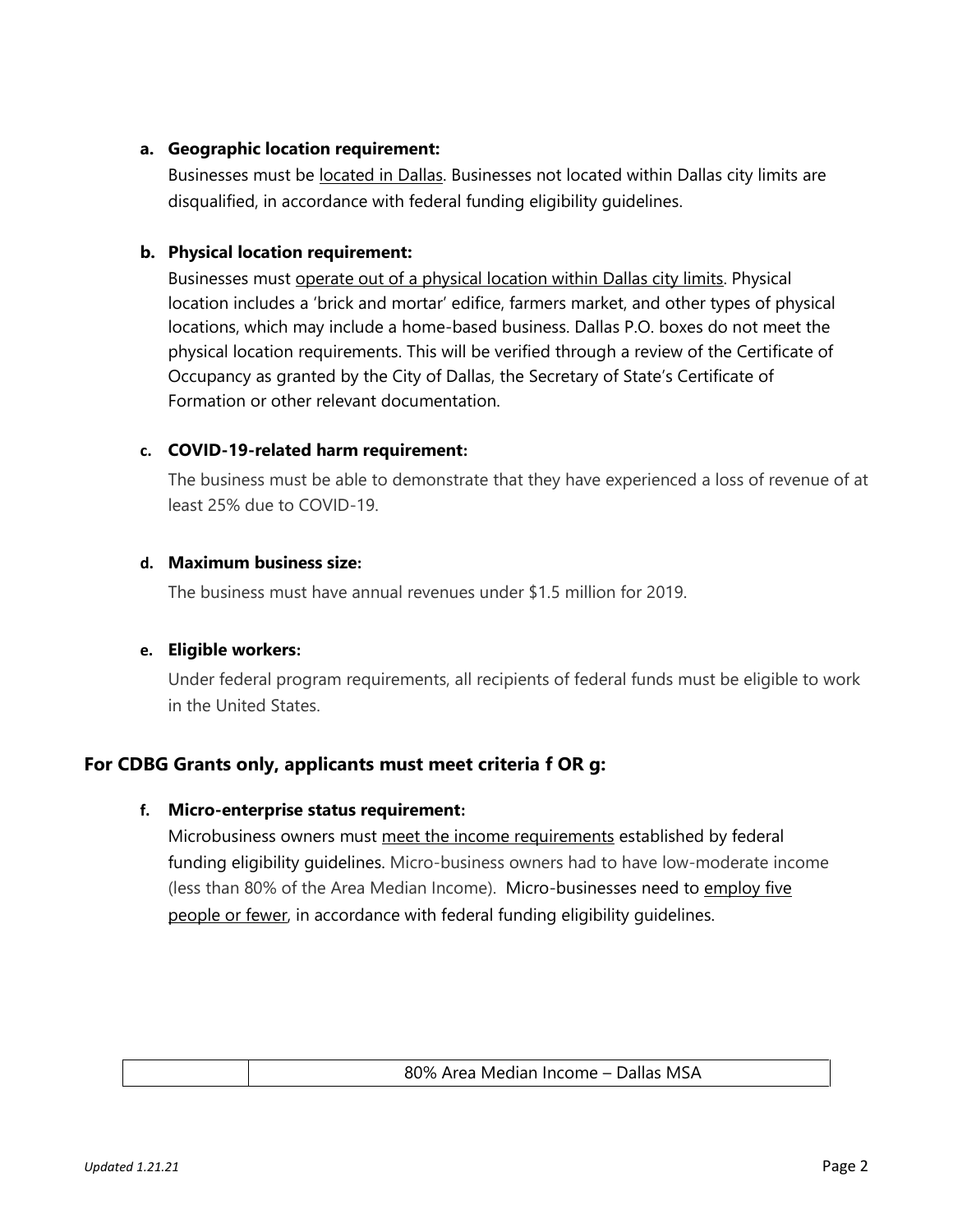**a. Geographic location requirement:**

Businesses must be located in Dallas. Businesses not located within Dallas city limits are disqualified, in accordance with federal funding eligibility guidelines.

**b. Physical location requirement:**

Businesses must operate out of a physical location within Dallas city limits. Physical location includes a 'brick and mortar' edifice, farmers market, and other types of physical locations, which may include a home-based business. Dallas P.O. boxes do not meet the physical location requirements. This will be verified through a review of the Certificate of Occupancy as granted by the City of Dallas, the Secretary of State's Certificate of Formation or other relevant documentation.

**c. COVID-19-related harm requirement:**

The business must be able to demonstrate that they have experienced a loss of revenue of at least 25% due to COVID-19.

**d. Maximum business size:**

The business must have annual revenues under $1.5 million for 2019.

**e. Eligible workers:**

Under federal program requirements, all recipients of federal funds must be eligible to work in the United States.

### For CDBG Grants only, applicants must meet criteria f OR g:

**f. Micro-enterprise status requirement:**

Microbusiness owners must meet the income requirements established by federal funding eligibility guidelines. Micro-business owners had to have low-moderate income (less than 80% of the Area Median Income). Micro-businesses need to employ five people or fewer, in accordance with federal funding eligibility guidelines.

| | 80% Area Median Income – Dallas MSA |
|---|---|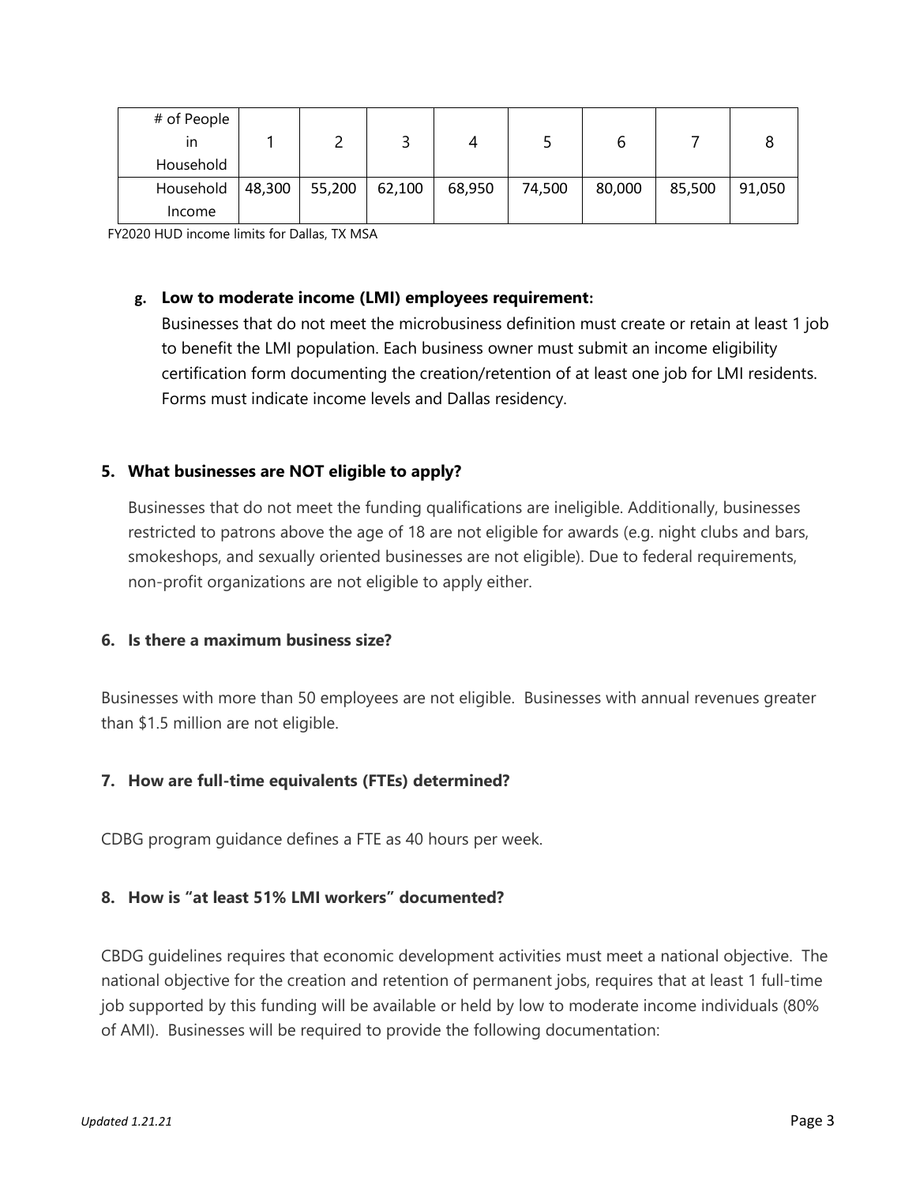| # of People in Household | 1 | 2 | 3 | 4 | 5 | 6 | 7 | 8 |
|---|---|---|---|---|---|---|---|---|
| Household Income | 48,300 | 55,200 | 62,100 | 68,950 | 74,500 | 80,000 | 85,500 | 91,050 |

FY2020 HUD income limits for Dallas, TX MSA

**g. Low to moderate income (LMI) employees requirement:**

Businesses that do not meet the microbusiness definition must create or retain at least 1 job to benefit the LMI population. Each business owner must submit an income eligibility certification form documenting the creation/retention of at least one job for LMI residents. Forms must indicate income levels and Dallas residency.

### 5. What businesses are NOT eligible to apply?

Businesses that do not meet the funding qualifications are ineligible. Additionally, businesses restricted to patrons above the age of 18 are not eligible for awards (e.g. night clubs and bars, smokeshops, and sexually oriented businesses are not eligible). Due to federal requirements, non-profit organizations are not eligible to apply either.

### 6. Is there a maximum business size?

Businesses with more than 50 employees are not eligible. Businesses with annual revenues greater than $1.5 million are not eligible.

### 7. How are full-time equivalents (FTEs) determined?

CDBG program guidance defines a FTE as 40 hours per week.

### 8. How is "at least 51% LMI workers" documented?

CBDG guidelines requires that economic development activities must meet a national objective. The national objective for the creation and retention of permanent jobs, requires that at least 1 full-time job supported by this funding will be available or held by low to moderate income individuals (80% of AMI). Businesses will be required to provide the following documentation: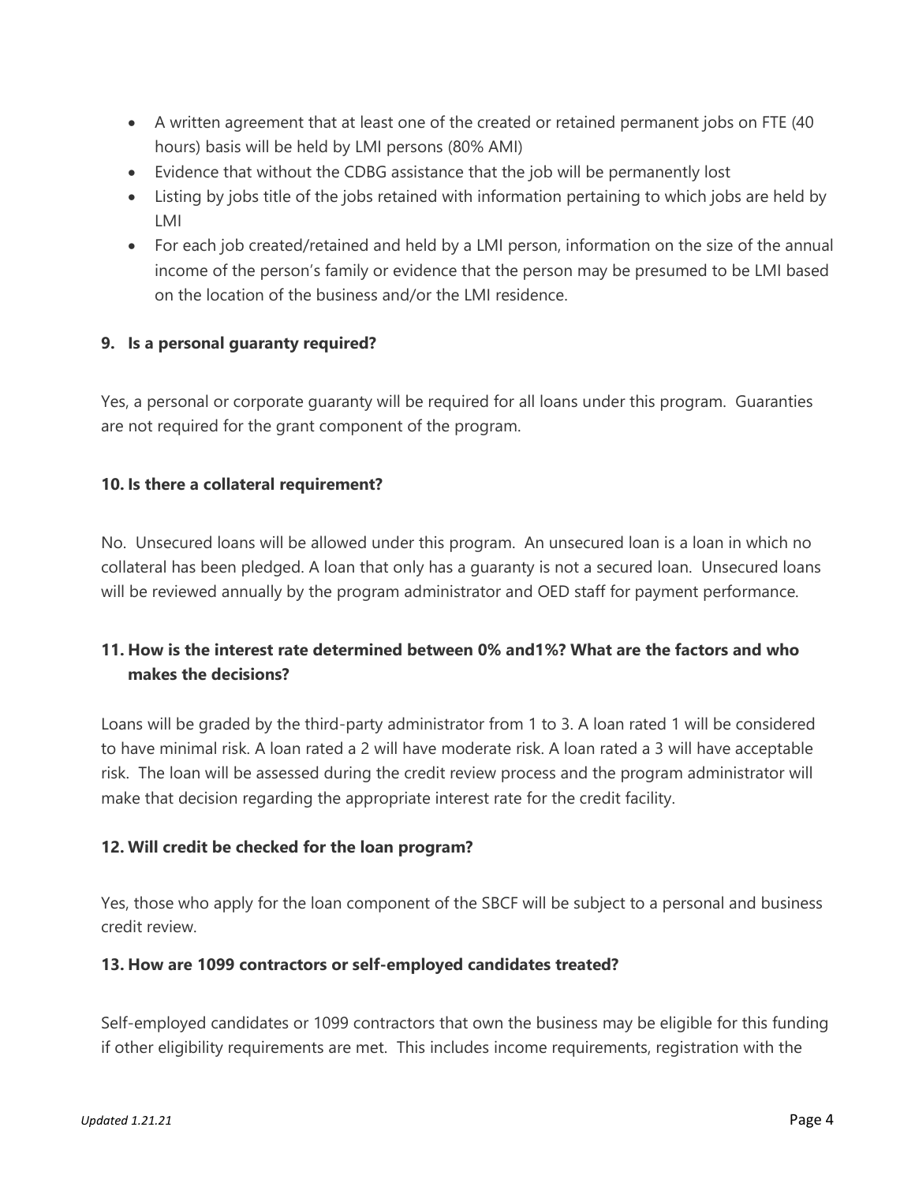- A written agreement that at least one of the created or retained permanent jobs on FTE (40 hours) basis will be held by LMI persons (80% AMI)
- Evidence that without the CDBG assistance that the job will be permanently lost
- Listing by jobs title of the jobs retained with information pertaining to which jobs are held by LMI
- For each job created/retained and held by a LMI person, information on the size of the annual income of the person's family or evidence that the person may be presumed to be LMI based on the location of the business and/or the LMI residence.

**9. Is a personal guaranty required?**

Yes, a personal or corporate guaranty will be required for all loans under this program. Guaranties are not required for the grant component of the program.

**10. Is there a collateral requirement?**

No. Unsecured loans will be allowed under this program. An unsecured loan is a loan in which no collateral has been pledged. A loan that only has a guaranty is not a secured loan. Unsecured loans will be reviewed annually by the program administrator and OED staff for payment performance.

**11. How is the interest rate determined between 0% and1%? What are the factors and who makes the decisions?**

Loans will be graded by the third-party administrator from 1 to 3. A loan rated 1 will be considered to have minimal risk. A loan rated a 2 will have moderate risk. A loan rated a 3 will have acceptable risk. The loan will be assessed during the credit review process and the program administrator will make that decision regarding the appropriate interest rate for the credit facility.

**12. Will credit be checked for the loan program?**

Yes, those who apply for the loan component of the SBCF will be subject to a personal and business credit review.

**13. How are 1099 contractors or self-employed candidates treated?**

Self-employed candidates or 1099 contractors that own the business may be eligible for this funding if other eligibility requirements are met. This includes income requirements, registration with the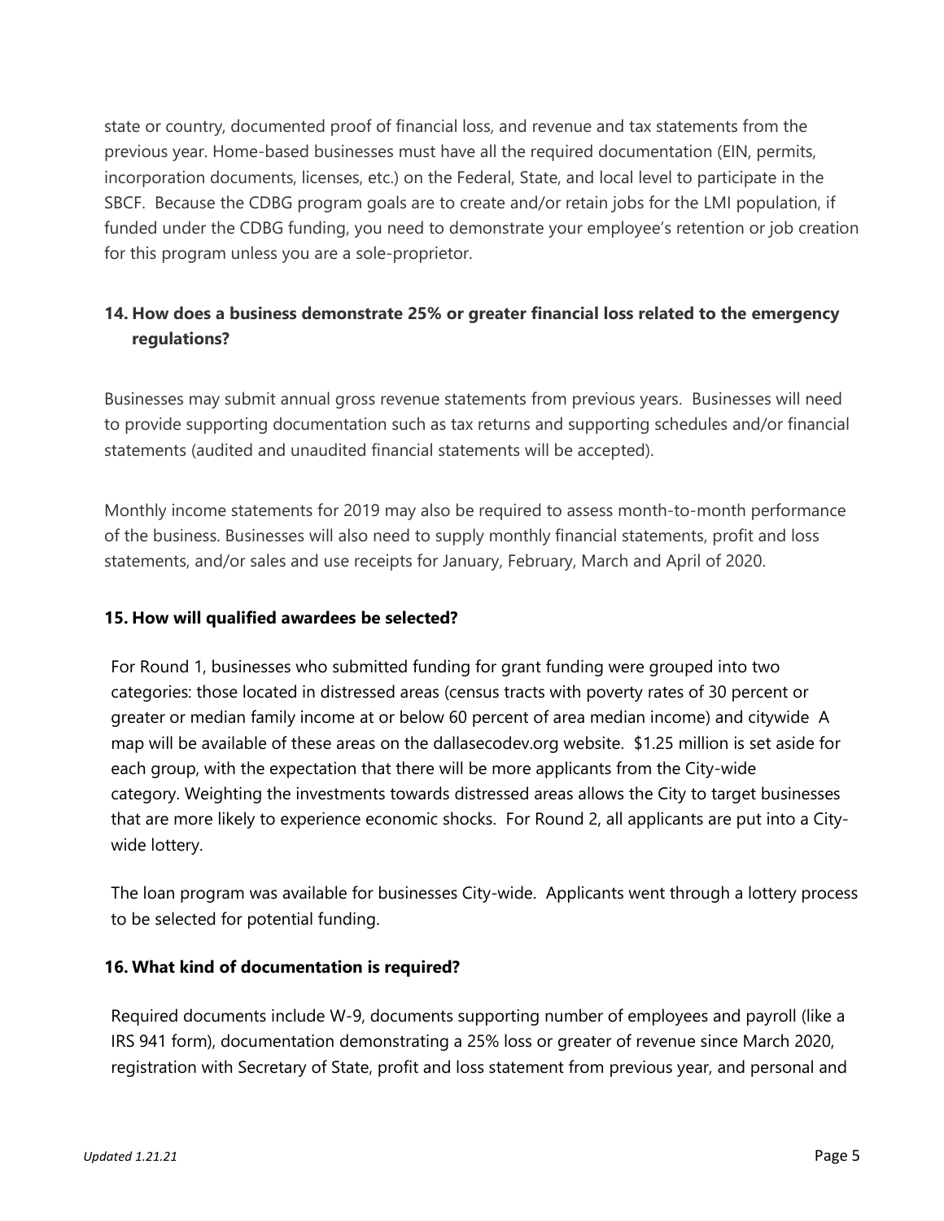state or country, documented proof of financial loss, and revenue and tax statements from the previous year. Home-based businesses must have all the required documentation (EIN, permits, incorporation documents, licenses, etc.) on the Federal, State, and local level to participate in the SBCF. Because the CDBG program goals are to create and/or retain jobs for the LMI population, if funded under the CDBG funding, you need to demonstrate your employee's retention or job creation for this program unless you are a sole-proprietor.

**14. How does a business demonstrate 25% or greater financial loss related to the emergency regulations?**

Businesses may submit annual gross revenue statements from previous years. Businesses will need to provide supporting documentation such as tax returns and supporting schedules and/or financial statements (audited and unaudited financial statements will be accepted).

Monthly income statements for 2019 may also be required to assess month-to-month performance of the business. Businesses will also need to supply monthly financial statements, profit and loss statements, and/or sales and use receipts for January, February, March and April of 2020.

**15. How will qualified awardees be selected?**

For Round 1, businesses who submitted funding for grant funding were grouped into two categories: those located in distressed areas (census tracts with poverty rates of 30 percent or greater or median family income at or below 60 percent of area median income) and citywide A map will be available of these areas on the dallasecodev.org website. $1.25 million is set aside for each group, with the expectation that there will be more applicants from the City-wide category. Weighting the investments towards distressed areas allows the City to target businesses that are more likely to experience economic shocks. For Round 2, all applicants are put into a City-wide lottery.

The loan program was available for businesses City-wide. Applicants went through a lottery process to be selected for potential funding.

**16. What kind of documentation is required?**

Required documents include W-9, documents supporting number of employees and payroll (like a IRS 941 form), documentation demonstrating a 25% loss or greater of revenue since March 2020, registration with Secretary of State, profit and loss statement from previous year, and personal and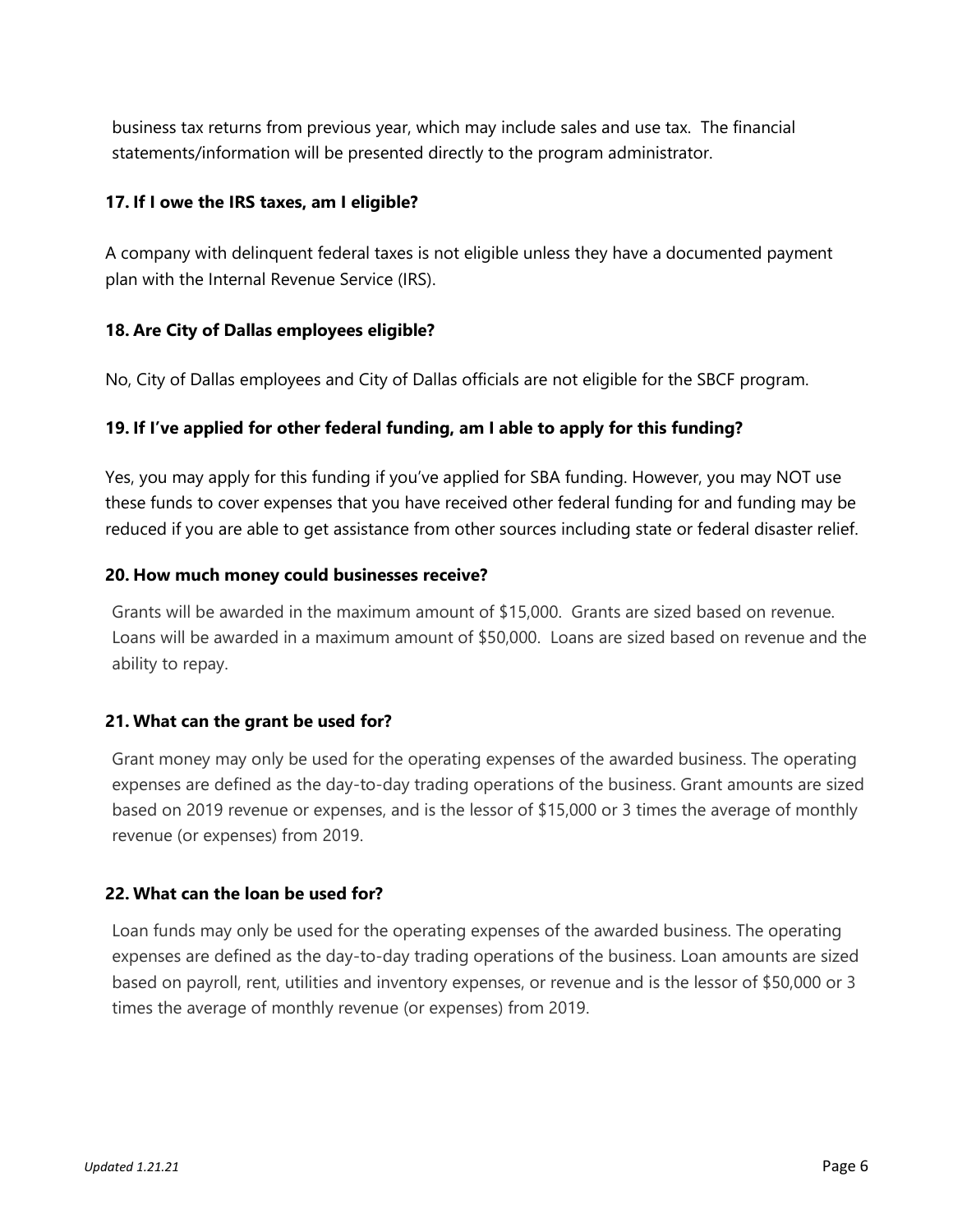business tax returns from previous year, which may include sales and use tax. The financial statements/information will be presented directly to the program administrator.

**17. If I owe the IRS taxes, am I eligible?**

A company with delinquent federal taxes is not eligible unless they have a documented payment plan with the Internal Revenue Service (IRS).

**18. Are City of Dallas employees eligible?**

No, City of Dallas employees and City of Dallas officials are not eligible for the SBCF program.

**19. If I've applied for other federal funding, am I able to apply for this funding?**

Yes, you may apply for this funding if you've applied for SBA funding. However, you may NOT use these funds to cover expenses that you have received other federal funding for and funding may be reduced if you are able to get assistance from other sources including state or federal disaster relief.

**20. How much money could businesses receive?**

Grants will be awarded in the maximum amount of $15,000. Grants are sized based on revenue. Loans will be awarded in a maximum amount of $50,000. Loans are sized based on revenue and the ability to repay.

**21. What can the grant be used for?**

Grant money may only be used for the operating expenses of the awarded business. The operating expenses are defined as the day-to-day trading operations of the business. Grant amounts are sized based on 2019 revenue or expenses, and is the lessor of $15,000 or 3 times the average of monthly revenue (or expenses) from 2019.

**22. What can the loan be used for?**

Loan funds may only be used for the operating expenses of the awarded business. The operating expenses are defined as the day-to-day trading operations of the business. Loan amounts are sized based on payroll, rent, utilities and inventory expenses, or revenue and is the lessor of $50,000 or 3 times the average of monthly revenue (or expenses) from 2019.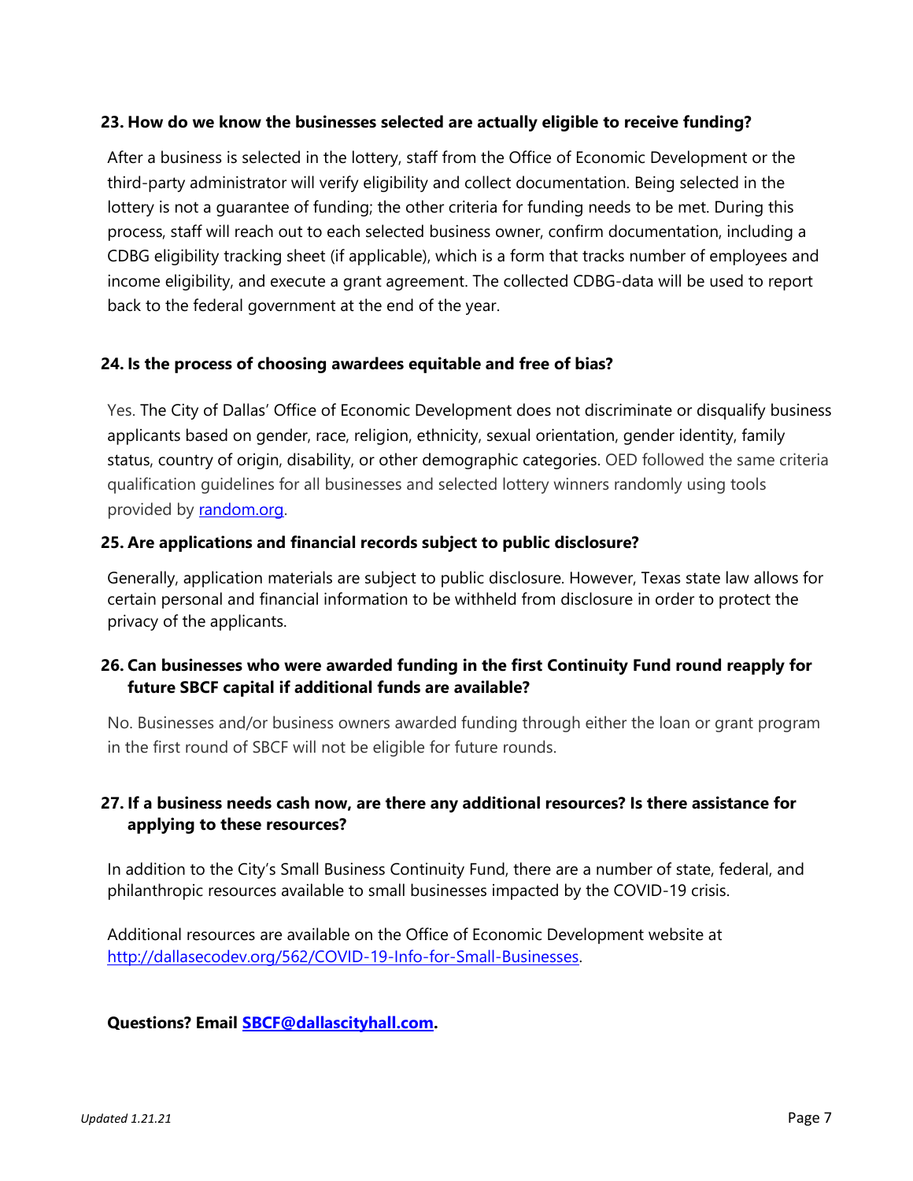**23. How do we know the businesses selected are actually eligible to receive funding?**

After a business is selected in the lottery, staff from the Office of Economic Development or the third-party administrator will verify eligibility and collect documentation. Being selected in the lottery is not a guarantee of funding; the other criteria for funding needs to be met. During this process, staff will reach out to each selected business owner, confirm documentation, including a CDBG eligibility tracking sheet (if applicable), which is a form that tracks number of employees and income eligibility, and execute a grant agreement. The collected CDBG-data will be used to report back to the federal government at the end of the year.

**24. Is the process of choosing awardees equitable and free of bias?**

Yes. The City of Dallas' Office of Economic Development does not discriminate or disqualify business applicants based on gender, race, religion, ethnicity, sexual orientation, gender identity, family status, country of origin, disability, or other demographic categories. OED followed the same criteria qualification guidelines for all businesses and selected lottery winners randomly using tools provided by [random.org](random.org).

**25. Are applications and financial records subject to public disclosure?**

Generally, application materials are subject to public disclosure. However, Texas state law allows for certain personal and financial information to be withheld from disclosure in order to protect the privacy of the applicants.

**26. Can businesses who were awarded funding in the first Continuity Fund round reapply for future SBCF capital if additional funds are available?**

No. Businesses and/or business owners awarded funding through either the loan or grant program in the first round of SBCF will not be eligible for future rounds.

**27. If a business needs cash now, are there any additional resources? Is there assistance for applying to these resources?**

In addition to the City's Small Business Continuity Fund, there are a number of state, federal, and philanthropic resources available to small businesses impacted by the COVID-19 crisis.

Additional resources are available on the Office of Economic Development website at [http://dallasecodev.org/562/COVID-19-Info-for-Small-Businesses](http://dallasecodev.org/562/COVID-19-Info-for-Small-Businesses).

**Questions? Email [SBCF@dallascityhall.com](mailto:SBCF@dallascityhall.com).**

*Updated 1.21.21*